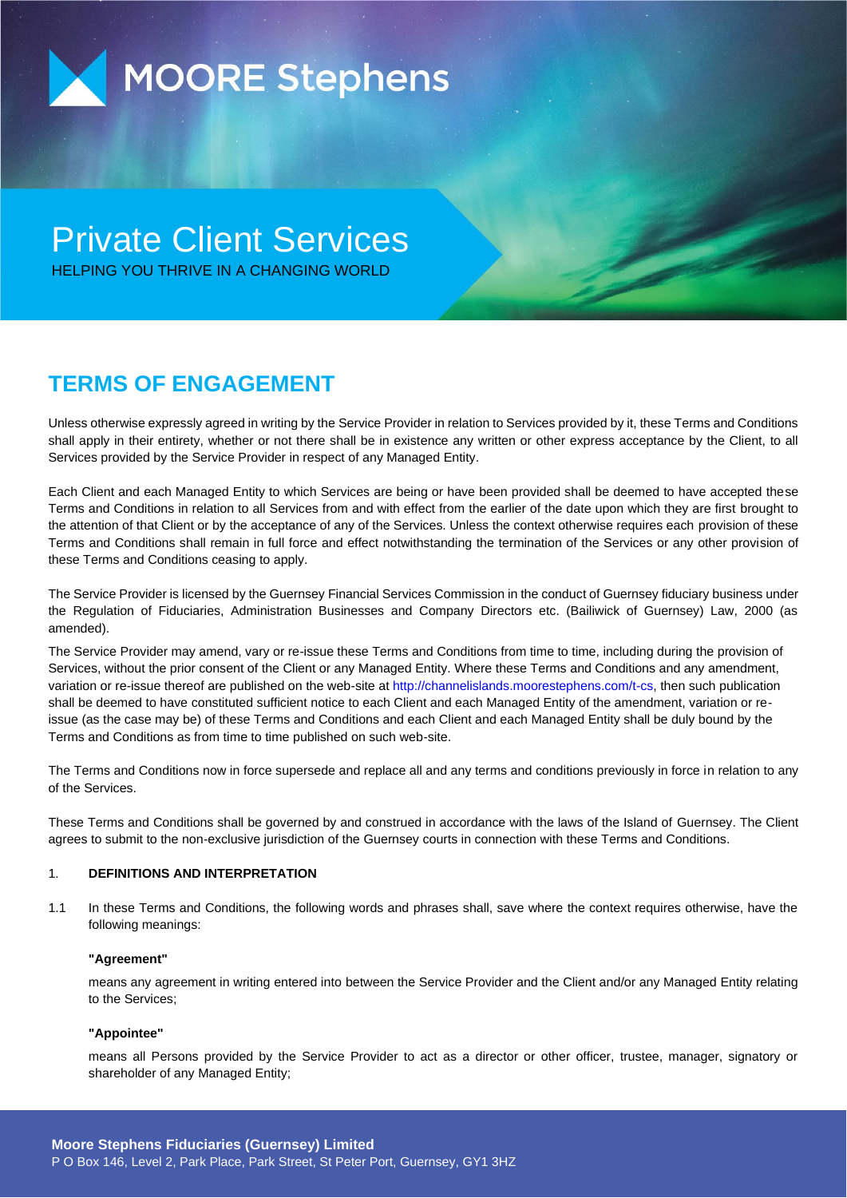# MOORE Stephens

## Private Client Services

HELPING YOU THRIVE IN A CHANGING WORLD

## TERMS OF ENGAGEMENT

Unless otherwise expressly agreed in writing by the Service Provider in relation to Services provided by it, these Terms and Conditions shall apply in their entirety, whether or not there shall be in existence any written or other express acceptance by the Client, to all Services provided by the Service Provider in respect of any Managed Entity.

Each Client and each Managed Entity to which Services are being or have been provided shall be deemed to have accepted these Terms and Conditions in relation to all Services from and with effect from the earlier of the date upon which they are first brought to the attention of that Client or by the acceptance of any of the Services. Unless the context otherwise requires each provision of these Terms and Conditions shall remain in full force and effect notwithstanding the termination of the Services or any other provision of these Terms and Conditions ceasing to apply.

The Service Provider is licensed by the Guernsey Financial Services Commission in the conduct of Guernsey fiduciary business under the Regulation of Fiduciaries, Administration Businesses and Company Directors etc. (Bailiwick of Guernsey) Law, 2000 (as amended).

The Service Provider may amend, vary or re-issue these Terms and Conditions from time to time, including during the provision of Services, without the prior consent of the Client or any Managed Entity. Where these Terms and Conditions and any amendment, variation or re-issue thereof are published on the web-site at http://channelislands.moorestephens.com/t-cs, then such publication shall be deemed to have constituted sufficient notice to each Client and each Managed Entity of the amendment, variation or re-issue (as the case may be) of these Terms and Conditions and each Client and each Managed Entity shall be duly bound by the Terms and Conditions as from time to time published on such web-site.

The Terms and Conditions now in force supersede and replace all and any terms and conditions previously in force in relation to any of the Services.

These Terms and Conditions shall be governed by and construed in accordance with the laws of the Island of Guernsey. The Client agrees to submit to the non-exclusive jurisdiction of the Guernsey courts in connection with these Terms and Conditions.

1. **DEFINITIONS AND INTERPRETATION**

1.1 In these Terms and Conditions, the following words and phrases shall, save where the context requires otherwise, have the following meanings:

**"Agreement"**

means any agreement in writing entered into between the Service Provider and the Client and/or any Managed Entity relating to the Services;

**"Appointee"**

means all Persons provided by the Service Provider to act as a director or other officer, trustee, manager, signatory or shareholder of any Managed Entity;

**Moore Stephens Fiduciaries (Guernsey) Limited**
P O Box 146, Level 2, Park Place, Park Street, St Peter Port, Guernsey, GY1 3HZ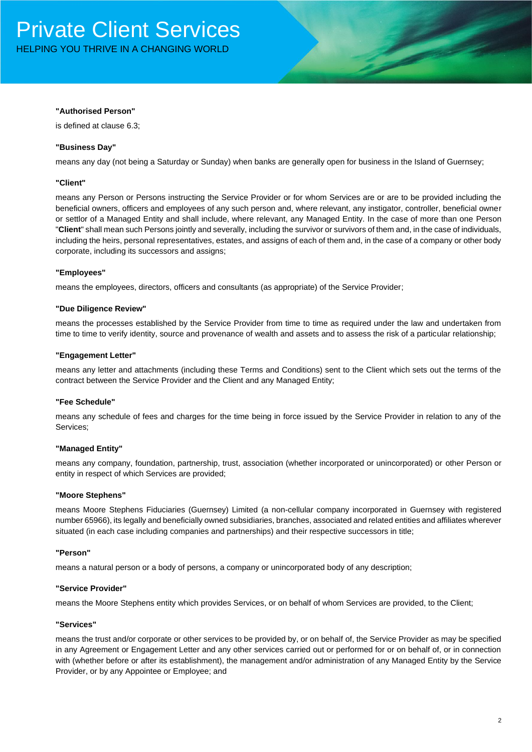**"Authorised Person"**

is defined at clause 6.3;

**"Business Day"**

means any day (not being a Saturday or Sunday) when banks are generally open for business in the Island of Guernsey;

**"Client"**

means any Person or Persons instructing the Service Provider or for whom Services are or are to be provided including the beneficial owners, officers and employees of any such person and, where relevant, any instigator, controller, beneficial owner or settlor of a Managed Entity and shall include, where relevant, any Managed Entity. In the case of more than one Person "**Client**" shall mean such Persons jointly and severally, including the survivor or survivors of them and, in the case of individuals, including the heirs, personal representatives, estates, and assigns of each of them and, in the case of a company or other body corporate, including its successors and assigns;

**"Employees"**

means the employees, directors, officers and consultants (as appropriate) of the Service Provider;

**"Due Diligence Review"**

means the processes established by the Service Provider from time to time as required under the law and undertaken from time to time to verify identity, source and provenance of wealth and assets and to assess the risk of a particular relationship;

**"Engagement Letter"**

means any letter and attachments (including these Terms and Conditions) sent to the Client which sets out the terms of the contract between the Service Provider and the Client and any Managed Entity;

**"Fee Schedule"**

means any schedule of fees and charges for the time being in force issued by the Service Provider in relation to any of the Services;

**"Managed Entity"**

means any company, foundation, partnership, trust, association (whether incorporated or unincorporated) or other Person or entity in respect of which Services are provided;

**"Moore Stephens"**

means Moore Stephens Fiduciaries (Guernsey) Limited (a non-cellular company incorporated in Guernsey with registered number 65966), its legally and beneficially owned subsidiaries, branches, associated and related entities and affiliates wherever situated (in each case including companies and partnerships) and their respective successors in title;

**"Person"**

means a natural person or a body of persons, a company or unincorporated body of any description;

**"Service Provider"**

means the Moore Stephens entity which provides Services, or on behalf of whom Services are provided, to the Client;

**"Services"**

means the trust and/or corporate or other services to be provided by, or on behalf of, the Service Provider as may be specified in any Agreement or Engagement Letter and any other services carried out or performed for or on behalf of, or in connection with (whether before or after its establishment), the management and/or administration of any Managed Entity by the Service Provider, or by any Appointee or Employee; and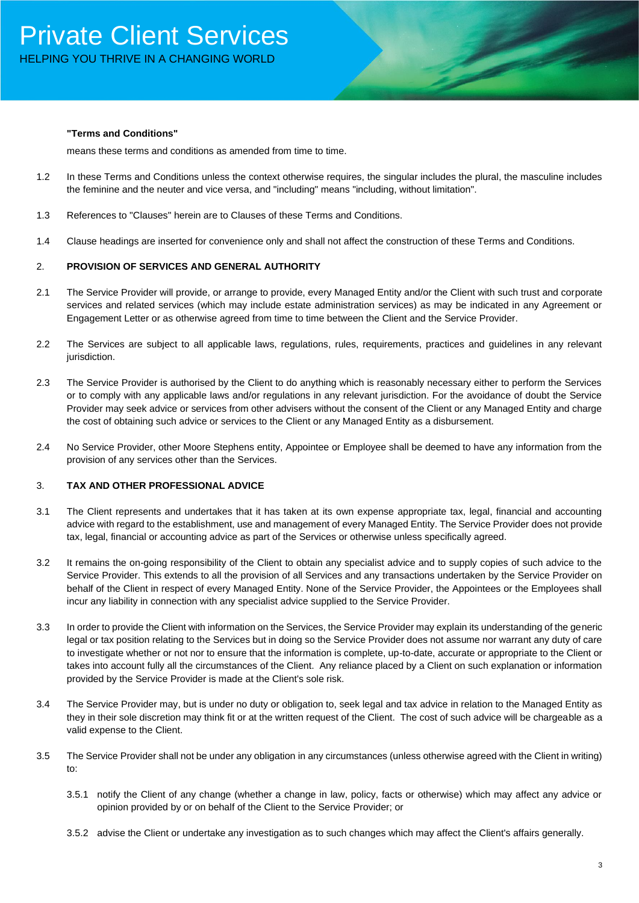**"Terms and Conditions"**

means these terms and conditions as amended from time to time.

1.2 In these Terms and Conditions unless the context otherwise requires, the singular includes the plural, the masculine includes the feminine and the neuter and vice versa, and "including" means "including, without limitation".

1.3 References to "Clauses" herein are to Clauses of these Terms and Conditions.

1.4 Clause headings are inserted for convenience only and shall not affect the construction of these Terms and Conditions.

## 2. PROVISION OF SERVICES AND GENERAL AUTHORITY

2.1 The Service Provider will provide, or arrange to provide, every Managed Entity and/or the Client with such trust and corporate services and related services (which may include estate administration services) as may be indicated in any Agreement or Engagement Letter or as otherwise agreed from time to time between the Client and the Service Provider.

2.2 The Services are subject to all applicable laws, regulations, rules, requirements, practices and guidelines in any relevant jurisdiction.

2.3 The Service Provider is authorised by the Client to do anything which is reasonably necessary either to perform the Services or to comply with any applicable laws and/or regulations in any relevant jurisdiction. For the avoidance of doubt the Service Provider may seek advice or services from other advisers without the consent of the Client or any Managed Entity and charge the cost of obtaining such advice or services to the Client or any Managed Entity as a disbursement.

2.4 No Service Provider, other Moore Stephens entity, Appointee or Employee shall be deemed to have any information from the provision of any services other than the Services.

## 3. TAX AND OTHER PROFESSIONAL ADVICE

3.1 The Client represents and undertakes that it has taken at its own expense appropriate tax, legal, financial and accounting advice with regard to the establishment, use and management of every Managed Entity. The Service Provider does not provide tax, legal, financial or accounting advice as part of the Services or otherwise unless specifically agreed.

3.2 It remains the on-going responsibility of the Client to obtain any specialist advice and to supply copies of such advice to the Service Provider. This extends to all the provision of all Services and any transactions undertaken by the Service Provider on behalf of the Client in respect of every Managed Entity. None of the Service Provider, the Appointees or the Employees shall incur any liability in connection with any specialist advice supplied to the Service Provider.

3.3 In order to provide the Client with information on the Services, the Service Provider may explain its understanding of the generic legal or tax position relating to the Services but in doing so the Service Provider does not assume nor warrant any duty of care to investigate whether or not nor to ensure that the information is complete, up-to-date, accurate or appropriate to the Client or takes into account fully all the circumstances of the Client. Any reliance placed by a Client on such explanation or information provided by the Service Provider is made at the Client's sole risk.

3.4 The Service Provider may, but is under no duty or obligation to, seek legal and tax advice in relation to the Managed Entity as they in their sole discretion may think fit or at the written request of the Client. The cost of such advice will be chargeable as a valid expense to the Client.

3.5 The Service Provider shall not be under any obligation in any circumstances (unless otherwise agreed with the Client in writing) to:

3.5.1 notify the Client of any change (whether a change in law, policy, facts or otherwise) which may affect any advice or opinion provided by or on behalf of the Client to the Service Provider; or

3.5.2 advise the Client or undertake any investigation as to such changes which may affect the Client's affairs generally.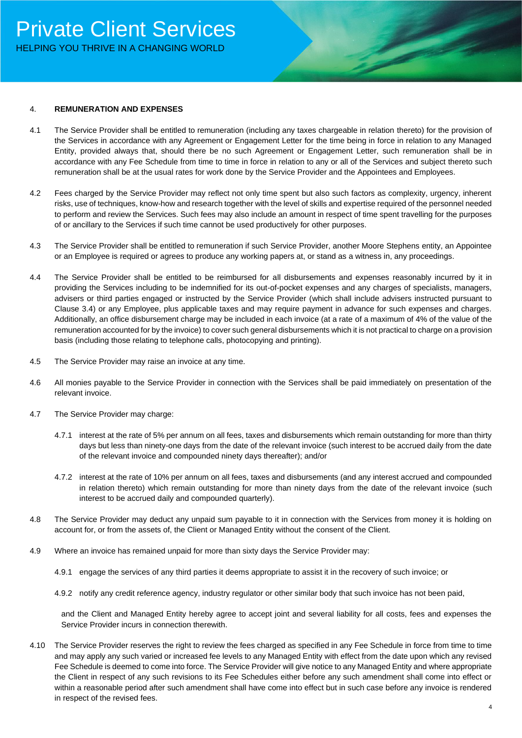## 4. REMUNERATION AND EXPENSES

4.1 The Service Provider shall be entitled to remuneration (including any taxes chargeable in relation thereto) for the provision of the Services in accordance with any Agreement or Engagement Letter for the time being in force in relation to any Managed Entity, provided always that, should there be no such Agreement or Engagement Letter, such remuneration shall be in accordance with any Fee Schedule from time to time in force in relation to any or all of the Services and subject thereto such remuneration shall be at the usual rates for work done by the Service Provider and the Appointees and Employees.

4.2 Fees charged by the Service Provider may reflect not only time spent but also such factors as complexity, urgency, inherent risks, use of techniques, know-how and research together with the level of skills and expertise required of the personnel needed to perform and review the Services. Such fees may also include an amount in respect of time spent travelling for the purposes of or ancillary to the Services if such time cannot be used productively for other purposes.

4.3 The Service Provider shall be entitled to remuneration if such Service Provider, another Moore Stephens entity, an Appointee or an Employee is required or agrees to produce any working papers at, or stand as a witness in, any proceedings.

4.4 The Service Provider shall be entitled to be reimbursed for all disbursements and expenses reasonably incurred by it in providing the Services including to be indemnified for its out-of-pocket expenses and any charges of specialists, managers, advisers or third parties engaged or instructed by the Service Provider (which shall include advisers instructed pursuant to Clause 3.4) or any Employee, plus applicable taxes and may require payment in advance for such expenses and charges. Additionally, an office disbursement charge may be included in each invoice (at a rate of a maximum of 4% of the value of the remuneration accounted for by the invoice) to cover such general disbursements which it is not practical to charge on a provision basis (including those relating to telephone calls, photocopying and printing).

4.5 The Service Provider may raise an invoice at any time.

4.6 All monies payable to the Service Provider in connection with the Services shall be paid immediately on presentation of the relevant invoice.

4.7 The Service Provider may charge:

4.7.1 interest at the rate of 5% per annum on all fees, taxes and disbursements which remain outstanding for more than thirty days but less than ninety-one days from the date of the relevant invoice (such interest to be accrued daily from the date of the relevant invoice and compounded ninety days thereafter); and/or

4.7.2 interest at the rate of 10% per annum on all fees, taxes and disbursements (and any interest accrued and compounded in relation thereto) which remain outstanding for more than ninety days from the date of the relevant invoice (such interest to be accrued daily and compounded quarterly).

4.8 The Service Provider may deduct any unpaid sum payable to it in connection with the Services from money it is holding on account for, or from the assets of, the Client or Managed Entity without the consent of the Client.

4.9 Where an invoice has remained unpaid for more than sixty days the Service Provider may:

4.9.1 engage the services of any third parties it deems appropriate to assist it in the recovery of such invoice; or

4.9.2 notify any credit reference agency, industry regulator or other similar body that such invoice has not been paid,

and the Client and Managed Entity hereby agree to accept joint and several liability for all costs, fees and expenses the Service Provider incurs in connection therewith.

4.10 The Service Provider reserves the right to review the fees charged as specified in any Fee Schedule in force from time to time and may apply any such varied or increased fee levels to any Managed Entity with effect from the date upon which any revised Fee Schedule is deemed to come into force. The Service Provider will give notice to any Managed Entity and where appropriate the Client in respect of any such revisions to its Fee Schedules either before any such amendment shall come into effect or within a reasonable period after such amendment shall have come into effect but in such case before any invoice is rendered in respect of the revised fees.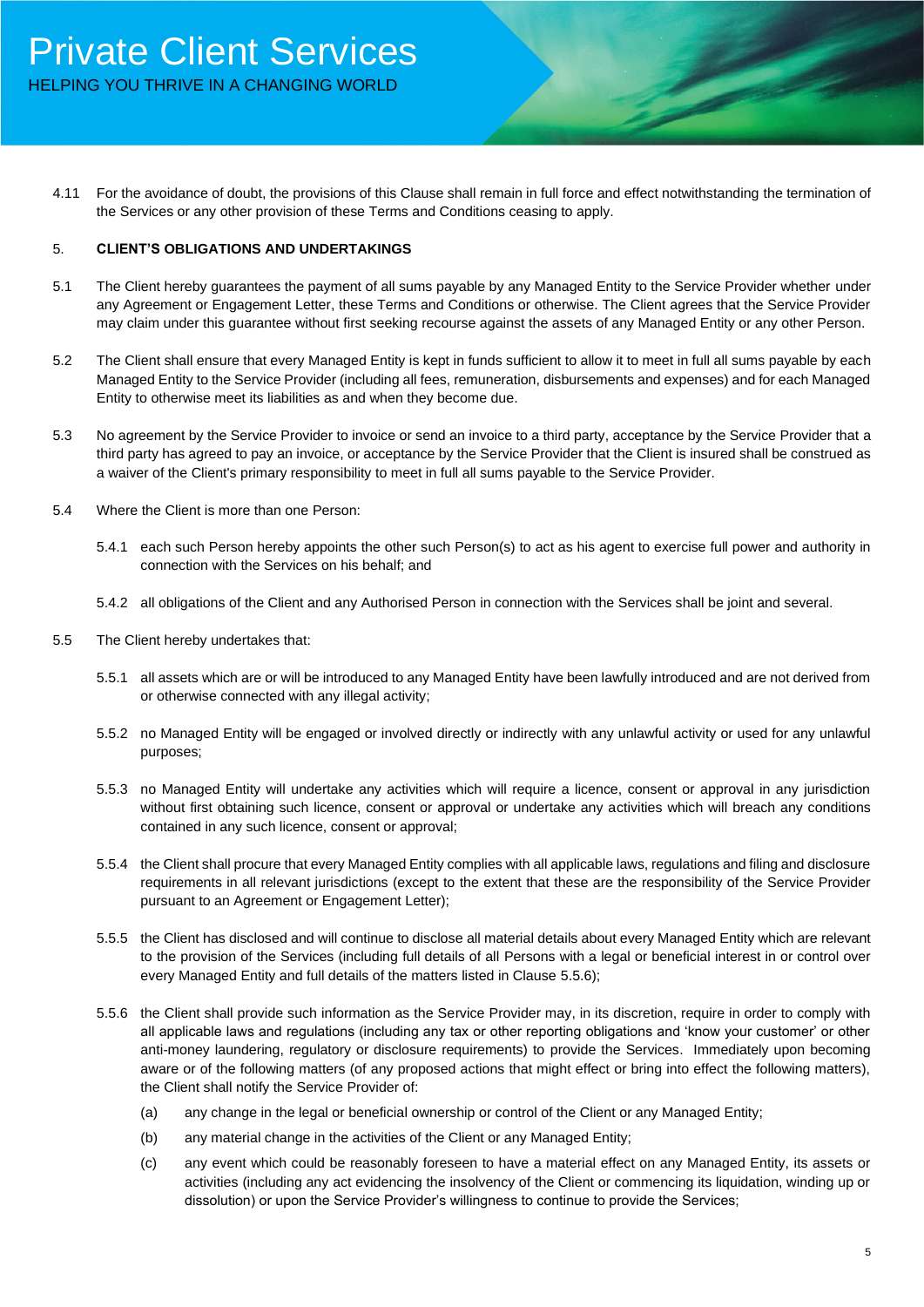4.11 For the avoidance of doubt, the provisions of this Clause shall remain in full force and effect notwithstanding the termination of the Services or any other provision of these Terms and Conditions ceasing to apply.

## 5. CLIENT'S OBLIGATIONS AND UNDERTAKINGS

5.1 The Client hereby guarantees the payment of all sums payable by any Managed Entity to the Service Provider whether under any Agreement or Engagement Letter, these Terms and Conditions or otherwise. The Client agrees that the Service Provider may claim under this guarantee without first seeking recourse against the assets of any Managed Entity or any other Person.

5.2 The Client shall ensure that every Managed Entity is kept in funds sufficient to allow it to meet in full all sums payable by each Managed Entity to the Service Provider (including all fees, remuneration, disbursements and expenses) and for each Managed Entity to otherwise meet its liabilities as and when they become due.

5.3 No agreement by the Service Provider to invoice or send an invoice to a third party, acceptance by the Service Provider that a third party has agreed to pay an invoice, or acceptance by the Service Provider that the Client is insured shall be construed as a waiver of the Client's primary responsibility to meet in full all sums payable to the Service Provider.

5.4 Where the Client is more than one Person:

5.4.1 each such Person hereby appoints the other such Person(s) to act as his agent to exercise full power and authority in connection with the Services on his behalf; and

5.4.2 all obligations of the Client and any Authorised Person in connection with the Services shall be joint and several.

5.5 The Client hereby undertakes that:

5.5.1 all assets which are or will be introduced to any Managed Entity have been lawfully introduced and are not derived from or otherwise connected with any illegal activity;

5.5.2 no Managed Entity will be engaged or involved directly or indirectly with any unlawful activity or used for any unlawful purposes;

5.5.3 no Managed Entity will undertake any activities which will require a licence, consent or approval in any jurisdiction without first obtaining such licence, consent or approval or undertake any activities which will breach any conditions contained in any such licence, consent or approval;

5.5.4 the Client shall procure that every Managed Entity complies with all applicable laws, regulations and filing and disclosure requirements in all relevant jurisdictions (except to the extent that these are the responsibility of the Service Provider pursuant to an Agreement or Engagement Letter);

5.5.5 the Client has disclosed and will continue to disclose all material details about every Managed Entity which are relevant to the provision of the Services (including full details of all Persons with a legal or beneficial interest in or control over every Managed Entity and full details of the matters listed in Clause 5.5.6);

5.5.6 the Client shall provide such information as the Service Provider may, in its discretion, require in order to comply with all applicable laws and regulations (including any tax or other reporting obligations and 'know your customer' or other anti-money laundering, regulatory or disclosure requirements) to provide the Services. Immediately upon becoming aware or of the following matters (of any proposed actions that might effect or bring into effect the following matters), the Client shall notify the Service Provider of:

(a) any change in the legal or beneficial ownership or control of the Client or any Managed Entity;

(b) any material change in the activities of the Client or any Managed Entity;

(c) any event which could be reasonably foreseen to have a material effect on any Managed Entity, its assets or activities (including any act evidencing the insolvency of the Client or commencing its liquidation, winding up or dissolution) or upon the Service Provider's willingness to continue to provide the Services;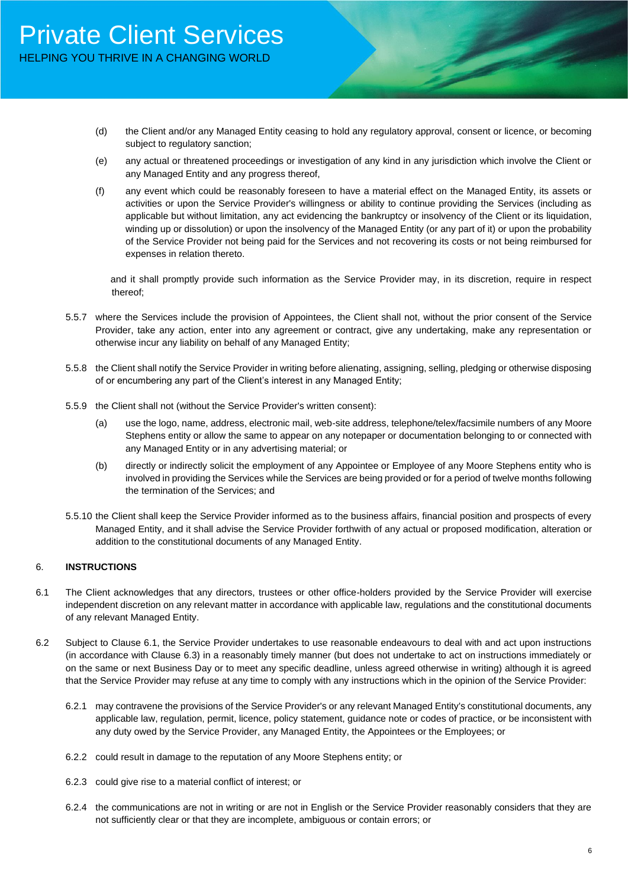(d) the Client and/or any Managed Entity ceasing to hold any regulatory approval, consent or licence, or becoming subject to regulatory sanction;

(e) any actual or threatened proceedings or investigation of any kind in any jurisdiction which involve the Client or any Managed Entity and any progress thereof,

(f) any event which could be reasonably foreseen to have a material effect on the Managed Entity, its assets or activities or upon the Service Provider's willingness or ability to continue providing the Services (including as applicable but without limitation, any act evidencing the bankruptcy or insolvency of the Client or its liquidation, winding up or dissolution) or upon the insolvency of the Managed Entity (or any part of it) or upon the probability of the Service Provider not being paid for the Services and not recovering its costs or not being reimbursed for expenses in relation thereto.

and it shall promptly provide such information as the Service Provider may, in its discretion, require in respect thereof;

5.5.7 where the Services include the provision of Appointees, the Client shall not, without the prior consent of the Service Provider, take any action, enter into any agreement or contract, give any undertaking, make any representation or otherwise incur any liability on behalf of any Managed Entity;

5.5.8 the Client shall notify the Service Provider in writing before alienating, assigning, selling, pledging or otherwise disposing of or encumbering any part of the Client's interest in any Managed Entity;

5.5.9 the Client shall not (without the Service Provider's written consent):

(a) use the logo, name, address, electronic mail, web-site address, telephone/telex/facsimile numbers of any Moore Stephens entity or allow the same to appear on any notepaper or documentation belonging to or connected with any Managed Entity or in any advertising material; or

(b) directly or indirectly solicit the employment of any Appointee or Employee of any Moore Stephens entity who is involved in providing the Services while the Services are being provided or for a period of twelve months following the termination of the Services; and

5.5.10 the Client shall keep the Service Provider informed as to the business affairs, financial position and prospects of every Managed Entity, and it shall advise the Service Provider forthwith of any actual or proposed modification, alteration or addition to the constitutional documents of any Managed Entity.

## 6. INSTRUCTIONS

6.1 The Client acknowledges that any directors, trustees or other office-holders provided by the Service Provider will exercise independent discretion on any relevant matter in accordance with applicable law, regulations and the constitutional documents of any relevant Managed Entity.

6.2 Subject to Clause 6.1, the Service Provider undertakes to use reasonable endeavours to deal with and act upon instructions (in accordance with Clause 6.3) in a reasonably timely manner (but does not undertake to act on instructions immediately or on the same or next Business Day or to meet any specific deadline, unless agreed otherwise in writing) although it is agreed that the Service Provider may refuse at any time to comply with any instructions which in the opinion of the Service Provider:

6.2.1 may contravene the provisions of the Service Provider's or any relevant Managed Entity's constitutional documents, any applicable law, regulation, permit, licence, policy statement, guidance note or codes of practice, or be inconsistent with any duty owed by the Service Provider, any Managed Entity, the Appointees or the Employees; or

6.2.2 could result in damage to the reputation of any Moore Stephens entity; or

6.2.3 could give rise to a material conflict of interest; or

6.2.4 the communications are not in writing or are not in English or the Service Provider reasonably considers that they are not sufficiently clear or that they are incomplete, ambiguous or contain errors; or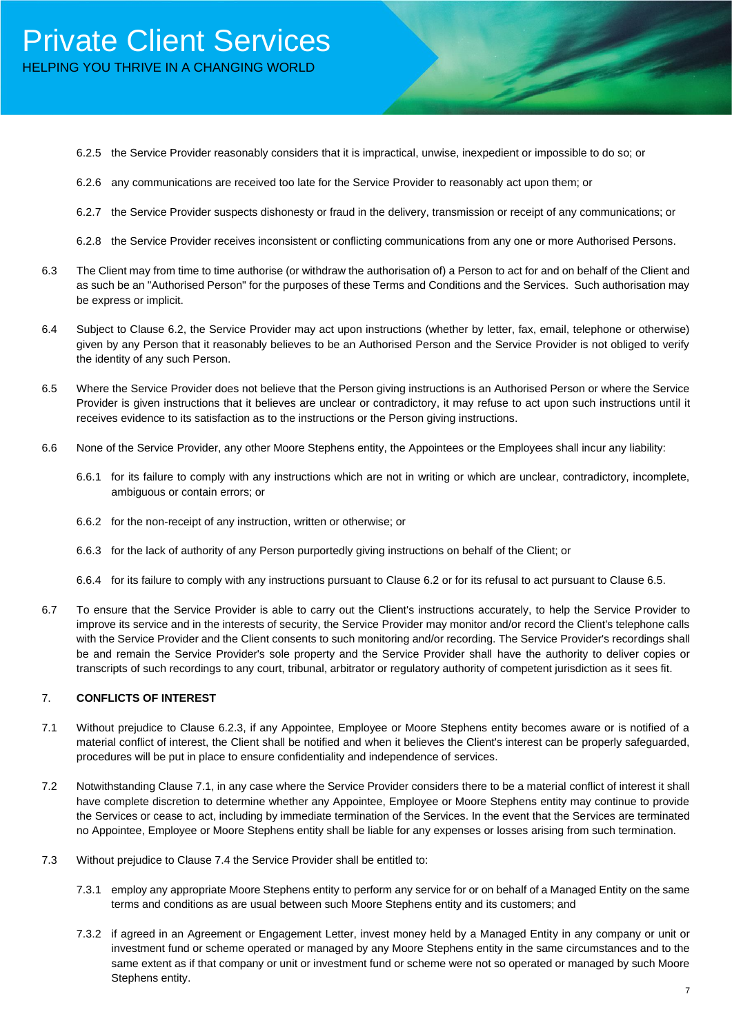6.2.5 the Service Provider reasonably considers that it is impractical, unwise, inexpedient or impossible to do so; or

6.2.6 any communications are received too late for the Service Provider to reasonably act upon them; or

6.2.7 the Service Provider suspects dishonesty or fraud in the delivery, transmission or receipt of any communications; or

6.2.8 the Service Provider receives inconsistent or conflicting communications from any one or more Authorised Persons.

6.3 The Client may from time to time authorise (or withdraw the authorisation of) a Person to act for and on behalf of the Client and as such be an "Authorised Person" for the purposes of these Terms and Conditions and the Services. Such authorisation may be express or implicit.

6.4 Subject to Clause 6.2, the Service Provider may act upon instructions (whether by letter, fax, email, telephone or otherwise) given by any Person that it reasonably believes to be an Authorised Person and the Service Provider is not obliged to verify the identity of any such Person.

6.5 Where the Service Provider does not believe that the Person giving instructions is an Authorised Person or where the Service Provider is given instructions that it believes are unclear or contradictory, it may refuse to act upon such instructions until it receives evidence to its satisfaction as to the instructions or the Person giving instructions.

6.6 None of the Service Provider, any other Moore Stephens entity, the Appointees or the Employees shall incur any liability:

6.6.1 for its failure to comply with any instructions which are not in writing or which are unclear, contradictory, incomplete, ambiguous or contain errors; or

6.6.2 for the non-receipt of any instruction, written or otherwise; or

6.6.3 for the lack of authority of any Person purportedly giving instructions on behalf of the Client; or

6.6.4 for its failure to comply with any instructions pursuant to Clause 6.2 or for its refusal to act pursuant to Clause 6.5.

6.7 To ensure that the Service Provider is able to carry out the Client's instructions accurately, to help the Service Provider to improve its service and in the interests of security, the Service Provider may monitor and/or record the Client's telephone calls with the Service Provider and the Client consents to such monitoring and/or recording. The Service Provider's recordings shall be and remain the Service Provider's sole property and the Service Provider shall have the authority to deliver copies or transcripts of such recordings to any court, tribunal, arbitrator or regulatory authority of competent jurisdiction as it sees fit.

## 7. CONFLICTS OF INTEREST

7.1 Without prejudice to Clause 6.2.3, if any Appointee, Employee or Moore Stephens entity becomes aware or is notified of a material conflict of interest, the Client shall be notified and when it believes the Client's interest can be properly safeguarded, procedures will be put in place to ensure confidentiality and independence of services.

7.2 Notwithstanding Clause 7.1, in any case where the Service Provider considers there to be a material conflict of interest it shall have complete discretion to determine whether any Appointee, Employee or Moore Stephens entity may continue to provide the Services or cease to act, including by immediate termination of the Services. In the event that the Services are terminated no Appointee, Employee or Moore Stephens entity shall be liable for any expenses or losses arising from such termination.

7.3 Without prejudice to Clause 7.4 the Service Provider shall be entitled to:

7.3.1 employ any appropriate Moore Stephens entity to perform any service for or on behalf of a Managed Entity on the same terms and conditions as are usual between such Moore Stephens entity and its customers; and

7.3.2 if agreed in an Agreement or Engagement Letter, invest money held by a Managed Entity in any company or unit or investment fund or scheme operated or managed by any Moore Stephens entity in the same circumstances and to the same extent as if that company or unit or investment fund or scheme were not so operated or managed by such Moore Stephens entity.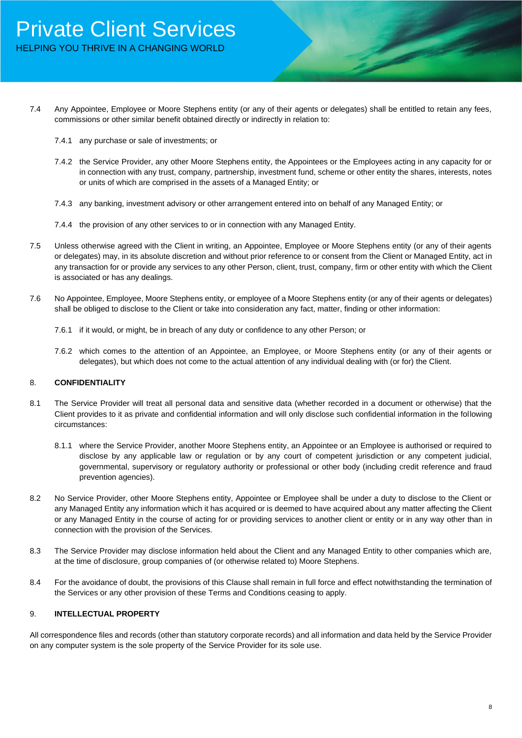7.4 Any Appointee, Employee or Moore Stephens entity (or any of their agents or delegates) shall be entitled to retain any fees, commissions or other similar benefit obtained directly or indirectly in relation to:

7.4.1 any purchase or sale of investments; or

7.4.2 the Service Provider, any other Moore Stephens entity, the Appointees or the Employees acting in any capacity for or in connection with any trust, company, partnership, investment fund, scheme or other entity the shares, interests, notes or units of which are comprised in the assets of a Managed Entity; or

7.4.3 any banking, investment advisory or other arrangement entered into on behalf of any Managed Entity; or

7.4.4 the provision of any other services to or in connection with any Managed Entity.

7.5 Unless otherwise agreed with the Client in writing, an Appointee, Employee or Moore Stephens entity (or any of their agents or delegates) may, in its absolute discretion and without prior reference to or consent from the Client or Managed Entity, act in any transaction for or provide any services to any other Person, client, trust, company, firm or other entity with which the Client is associated or has any dealings.

7.6 No Appointee, Employee, Moore Stephens entity, or employee of a Moore Stephens entity (or any of their agents or delegates) shall be obliged to disclose to the Client or take into consideration any fact, matter, finding or other information:

7.6.1 if it would, or might, be in breach of any duty or confidence to any other Person; or

7.6.2 which comes to the attention of an Appointee, an Employee, or Moore Stephens entity (or any of their agents or delegates), but which does not come to the actual attention of any individual dealing with (or for) the Client.

## 8. CONFIDENTIALITY

8.1 The Service Provider will treat all personal data and sensitive data (whether recorded in a document or otherwise) that the Client provides to it as private and confidential information and will only disclose such confidential information in the following circumstances:

8.1.1 where the Service Provider, another Moore Stephens entity, an Appointee or an Employee is authorised or required to disclose by any applicable law or regulation or by any court of competent jurisdiction or any competent judicial, governmental, supervisory or regulatory authority or professional or other body (including credit reference and fraud prevention agencies).

8.2 No Service Provider, other Moore Stephens entity, Appointee or Employee shall be under a duty to disclose to the Client or any Managed Entity any information which it has acquired or is deemed to have acquired about any matter affecting the Client or any Managed Entity in the course of acting for or providing services to another client or entity or in any way other than in connection with the provision of the Services.

8.3 The Service Provider may disclose information held about the Client and any Managed Entity to other companies which are, at the time of disclosure, group companies of (or otherwise related to) Moore Stephens.

8.4 For the avoidance of doubt, the provisions of this Clause shall remain in full force and effect notwithstanding the termination of the Services or any other provision of these Terms and Conditions ceasing to apply.

## 9. INTELLECTUAL PROPERTY

All correspondence files and records (other than statutory corporate records) and all information and data held by the Service Provider on any computer system is the sole property of the Service Provider for its sole use.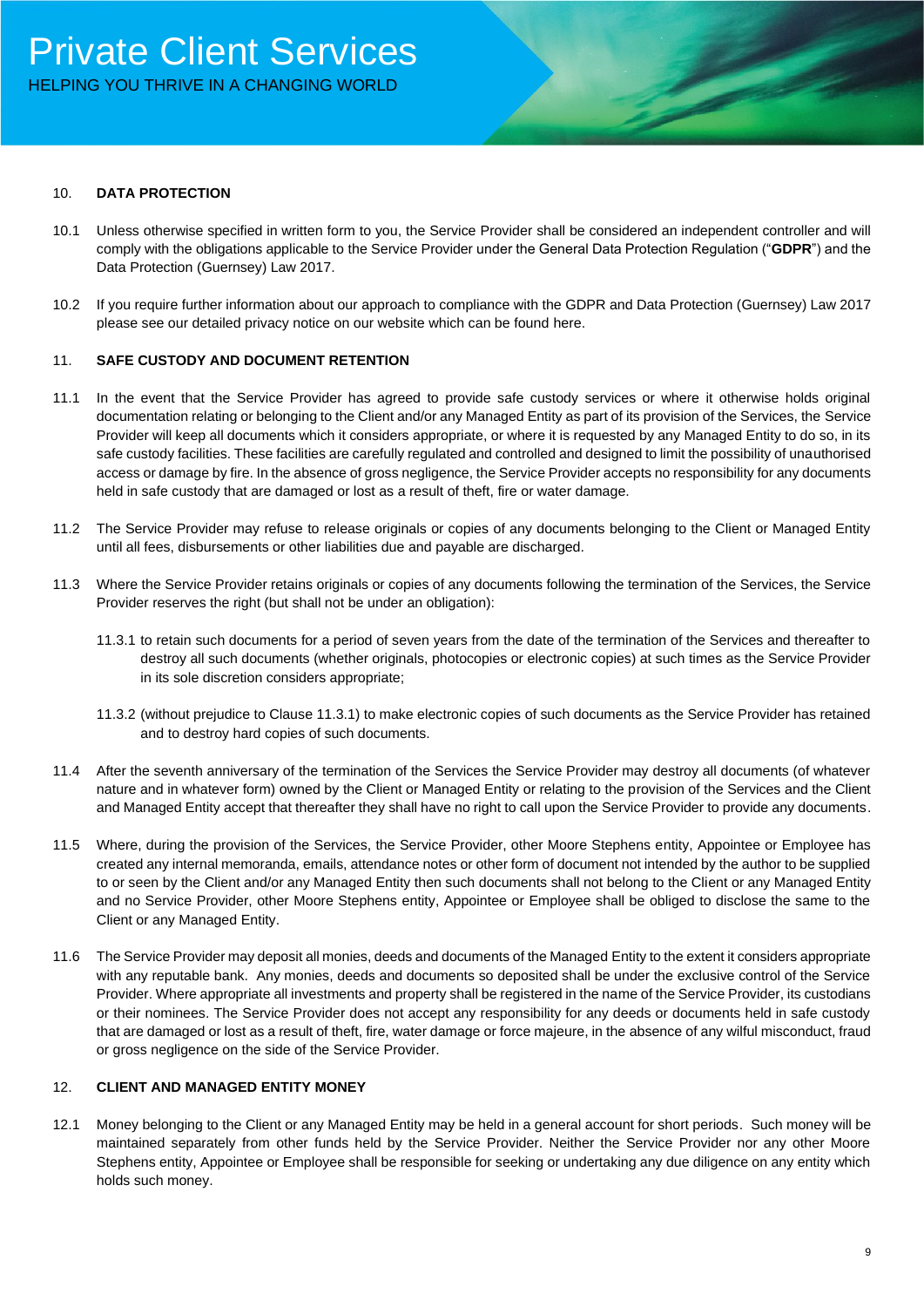## 10. DATA PROTECTION

10.1 Unless otherwise specified in written form to you, the Service Provider shall be considered an independent controller and will comply with the obligations applicable to the Service Provider under the General Data Protection Regulation ("**GDPR**") and the Data Protection (Guernsey) Law 2017.

10.2 If you require further information about our approach to compliance with the GDPR and Data Protection (Guernsey) Law 2017 please see our detailed privacy notice on our website which can be found here.

## 11. SAFE CUSTODY AND DOCUMENT RETENTION

11.1 In the event that the Service Provider has agreed to provide safe custody services or where it otherwise holds original documentation relating or belonging to the Client and/or any Managed Entity as part of its provision of the Services, the Service Provider will keep all documents which it considers appropriate, or where it is requested by any Managed Entity to do so, in its safe custody facilities. These facilities are carefully regulated and controlled and designed to limit the possibility of unauthorised access or damage by fire. In the absence of gross negligence, the Service Provider accepts no responsibility for any documents held in safe custody that are damaged or lost as a result of theft, fire or water damage.

11.2 The Service Provider may refuse to release originals or copies of any documents belonging to the Client or Managed Entity until all fees, disbursements or other liabilities due and payable are discharged.

11.3 Where the Service Provider retains originals or copies of any documents following the termination of the Services, the Service Provider reserves the right (but shall not be under an obligation):

11.3.1 to retain such documents for a period of seven years from the date of the termination of the Services and thereafter to destroy all such documents (whether originals, photocopies or electronic copies) at such times as the Service Provider in its sole discretion considers appropriate;

11.3.2 (without prejudice to Clause 11.3.1) to make electronic copies of such documents as the Service Provider has retained and to destroy hard copies of such documents.

11.4 After the seventh anniversary of the termination of the Services the Service Provider may destroy all documents (of whatever nature and in whatever form) owned by the Client or Managed Entity or relating to the provision of the Services and the Client and Managed Entity accept that thereafter they shall have no right to call upon the Service Provider to provide any documents.

11.5 Where, during the provision of the Services, the Service Provider, other Moore Stephens entity, Appointee or Employee has created any internal memoranda, emails, attendance notes or other form of document not intended by the author to be supplied to or seen by the Client and/or any Managed Entity then such documents shall not belong to the Client or any Managed Entity and no Service Provider, other Moore Stephens entity, Appointee or Employee shall be obliged to disclose the same to the Client or any Managed Entity.

11.6 The Service Provider may deposit all monies, deeds and documents of the Managed Entity to the extent it considers appropriate with any reputable bank. Any monies, deeds and documents so deposited shall be under the exclusive control of the Service Provider. Where appropriate all investments and property shall be registered in the name of the Service Provider, its custodians or their nominees. The Service Provider does not accept any responsibility for any deeds or documents held in safe custody that are damaged or lost as a result of theft, fire, water damage or force majeure, in the absence of any wilful misconduct, fraud or gross negligence on the side of the Service Provider.

## 12. CLIENT AND MANAGED ENTITY MONEY

12.1 Money belonging to the Client or any Managed Entity may be held in a general account for short periods. Such money will be maintained separately from other funds held by the Service Provider. Neither the Service Provider nor any other Moore Stephens entity, Appointee or Employee shall be responsible for seeking or undertaking any due diligence on any entity which holds such money.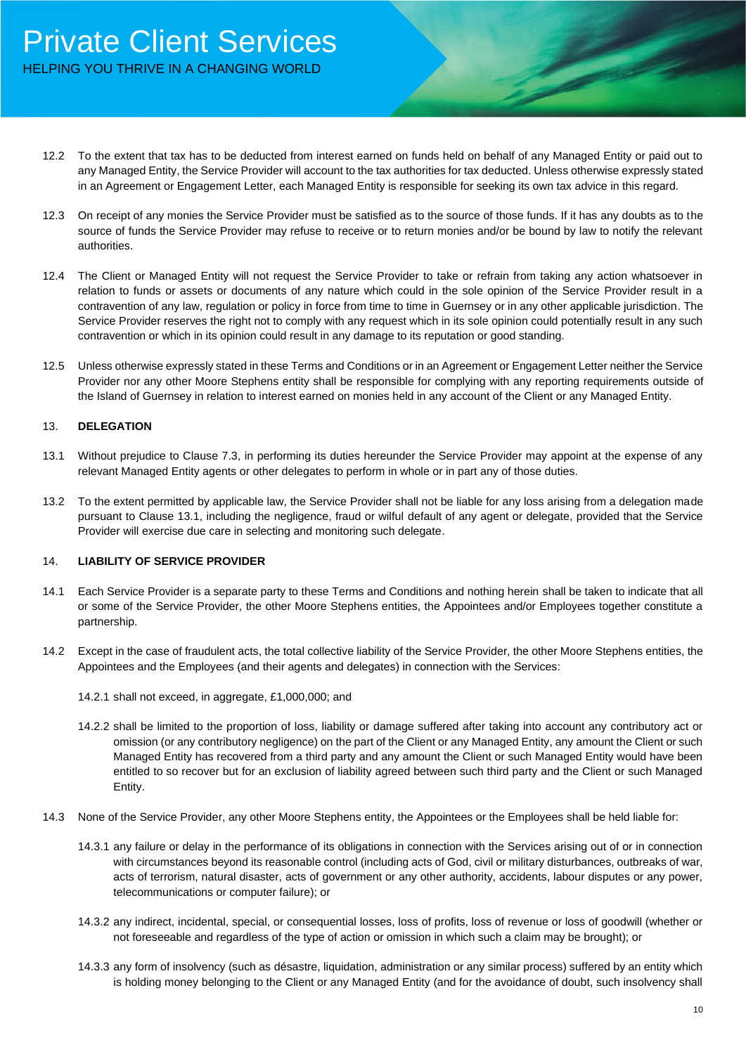12.2 To the extent that tax has to be deducted from interest earned on funds held on behalf of any Managed Entity or paid out to any Managed Entity, the Service Provider will account to the tax authorities for tax deducted. Unless otherwise expressly stated in an Agreement or Engagement Letter, each Managed Entity is responsible for seeking its own tax advice in this regard.

12.3 On receipt of any monies the Service Provider must be satisfied as to the source of those funds. If it has any doubts as to the source of funds the Service Provider may refuse to receive or to return monies and/or be bound by law to notify the relevant authorities.

12.4 The Client or Managed Entity will not request the Service Provider to take or refrain from taking any action whatsoever in relation to funds or assets or documents of any nature which could in the sole opinion of the Service Provider result in a contravention of any law, regulation or policy in force from time to time in Guernsey or in any other applicable jurisdiction. The Service Provider reserves the right not to comply with any request which in its sole opinion could potentially result in any such contravention or which in its opinion could result in any damage to its reputation or good standing.

12.5 Unless otherwise expressly stated in these Terms and Conditions or in an Agreement or Engagement Letter neither the Service Provider nor any other Moore Stephens entity shall be responsible for complying with any reporting requirements outside of the Island of Guernsey in relation to interest earned on monies held in any account of the Client or any Managed Entity.

## 13. DELEGATION

13.1 Without prejudice to Clause 7.3, in performing its duties hereunder the Service Provider may appoint at the expense of any relevant Managed Entity agents or other delegates to perform in whole or in part any of those duties.

13.2 To the extent permitted by applicable law, the Service Provider shall not be liable for any loss arising from a delegation made pursuant to Clause 13.1, including the negligence, fraud or wilful default of any agent or delegate, provided that the Service Provider will exercise due care in selecting and monitoring such delegate.

## 14. LIABILITY OF SERVICE PROVIDER

14.1 Each Service Provider is a separate party to these Terms and Conditions and nothing herein shall be taken to indicate that all or some of the Service Provider, the other Moore Stephens entities, the Appointees and/or Employees together constitute a partnership.

14.2 Except in the case of fraudulent acts, the total collective liability of the Service Provider, the other Moore Stephens entities, the Appointees and the Employees (and their agents and delegates) in connection with the Services:

14.2.1 shall not exceed, in aggregate, £1,000,000; and

14.2.2 shall be limited to the proportion of loss, liability or damage suffered after taking into account any contributory act or omission (or any contributory negligence) on the part of the Client or any Managed Entity, any amount the Client or such Managed Entity has recovered from a third party and any amount the Client or such Managed Entity would have been entitled to so recover but for an exclusion of liability agreed between such third party and the Client or such Managed Entity.

14.3 None of the Service Provider, any other Moore Stephens entity, the Appointees or the Employees shall be held liable for:

14.3.1 any failure or delay in the performance of its obligations in connection with the Services arising out of or in connection with circumstances beyond its reasonable control (including acts of God, civil or military disturbances, outbreaks of war, acts of terrorism, natural disaster, acts of government or any other authority, accidents, labour disputes or any power, telecommunications or computer failure); or

14.3.2 any indirect, incidental, special, or consequential losses, loss of profits, loss of revenue or loss of goodwill (whether or not foreseeable and regardless of the type of action or omission in which such a claim may be brought); or

14.3.3 any form of insolvency (such as désastre, liquidation, administration or any similar process) suffered by an entity which is holding money belonging to the Client or any Managed Entity (and for the avoidance of doubt, such insolvency shall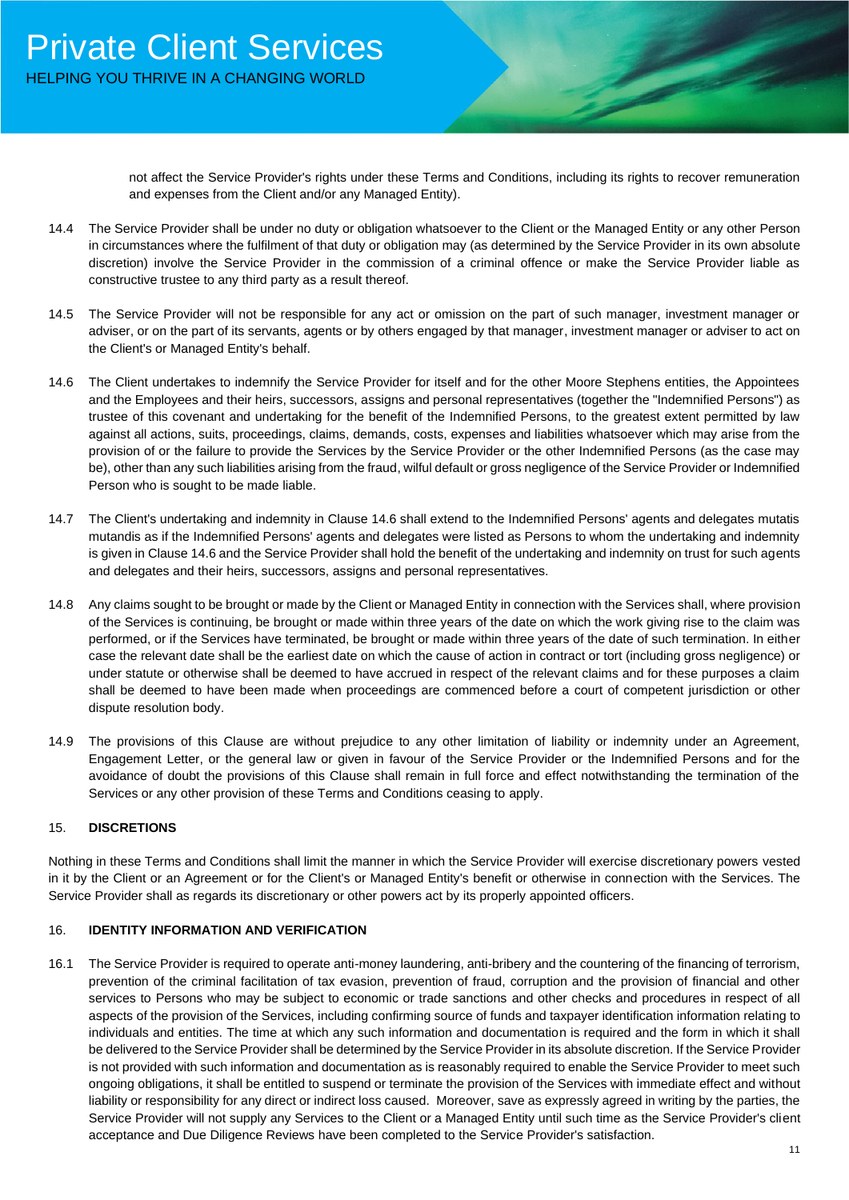not affect the Service Provider's rights under these Terms and Conditions, including its rights to recover remuneration and expenses from the Client and/or any Managed Entity).

14.4 The Service Provider shall be under no duty or obligation whatsoever to the Client or the Managed Entity or any other Person in circumstances where the fulfilment of that duty or obligation may (as determined by the Service Provider in its own absolute discretion) involve the Service Provider in the commission of a criminal offence or make the Service Provider liable as constructive trustee to any third party as a result thereof.

14.5 The Service Provider will not be responsible for any act or omission on the part of such manager, investment manager or adviser, or on the part of its servants, agents or by others engaged by that manager, investment manager or adviser to act on the Client's or Managed Entity's behalf.

14.6 The Client undertakes to indemnify the Service Provider for itself and for the other Moore Stephens entities, the Appointees and the Employees and their heirs, successors, assigns and personal representatives (together the "Indemnified Persons") as trustee of this covenant and undertaking for the benefit of the Indemnified Persons, to the greatest extent permitted by law against all actions, suits, proceedings, claims, demands, costs, expenses and liabilities whatsoever which may arise from the provision of or the failure to provide the Services by the Service Provider or the other Indemnified Persons (as the case may be), other than any such liabilities arising from the fraud, wilful default or gross negligence of the Service Provider or Indemnified Person who is sought to be made liable.

14.7 The Client's undertaking and indemnity in Clause 14.6 shall extend to the Indemnified Persons' agents and delegates mutatis mutandis as if the Indemnified Persons' agents and delegates were listed as Persons to whom the undertaking and indemnity is given in Clause 14.6 and the Service Provider shall hold the benefit of the undertaking and indemnity on trust for such agents and delegates and their heirs, successors, assigns and personal representatives.

14.8 Any claims sought to be brought or made by the Client or Managed Entity in connection with the Services shall, where provision of the Services is continuing, be brought or made within three years of the date on which the work giving rise to the claim was performed, or if the Services have terminated, be brought or made within three years of the date of such termination. In either case the relevant date shall be the earliest date on which the cause of action in contract or tort (including gross negligence) or under statute or otherwise shall be deemed to have accrued in respect of the relevant claims and for these purposes a claim shall be deemed to have been made when proceedings are commenced before a court of competent jurisdiction or other dispute resolution body.

14.9 The provisions of this Clause are without prejudice to any other limitation of liability or indemnity under an Agreement, Engagement Letter, or the general law or given in favour of the Service Provider or the Indemnified Persons and for the avoidance of doubt the provisions of this Clause shall remain in full force and effect notwithstanding the termination of the Services or any other provision of these Terms and Conditions ceasing to apply.

## 15. DISCRETIONS

Nothing in these Terms and Conditions shall limit the manner in which the Service Provider will exercise discretionary powers vested in it by the Client or an Agreement or for the Client's or Managed Entity's benefit or otherwise in connection with the Services. The Service Provider shall as regards its discretionary or other powers act by its properly appointed officers.

## 16. IDENTITY INFORMATION AND VERIFICATION

16.1 The Service Provider is required to operate anti-money laundering, anti-bribery and the countering of the financing of terrorism, prevention of the criminal facilitation of tax evasion, prevention of fraud, corruption and the provision of financial and other services to Persons who may be subject to economic or trade sanctions and other checks and procedures in respect of all aspects of the provision of the Services, including confirming source of funds and taxpayer identification information relating to individuals and entities. The time at which any such information and documentation is required and the form in which it shall be delivered to the Service Provider shall be determined by the Service Provider in its absolute discretion. If the Service Provider is not provided with such information and documentation as is reasonably required to enable the Service Provider to meet such ongoing obligations, it shall be entitled to suspend or terminate the provision of the Services with immediate effect and without liability or responsibility for any direct or indirect loss caused. Moreover, save as expressly agreed in writing by the parties, the Service Provider will not supply any Services to the Client or a Managed Entity until such time as the Service Provider's client acceptance and Due Diligence Reviews have been completed to the Service Provider's satisfaction.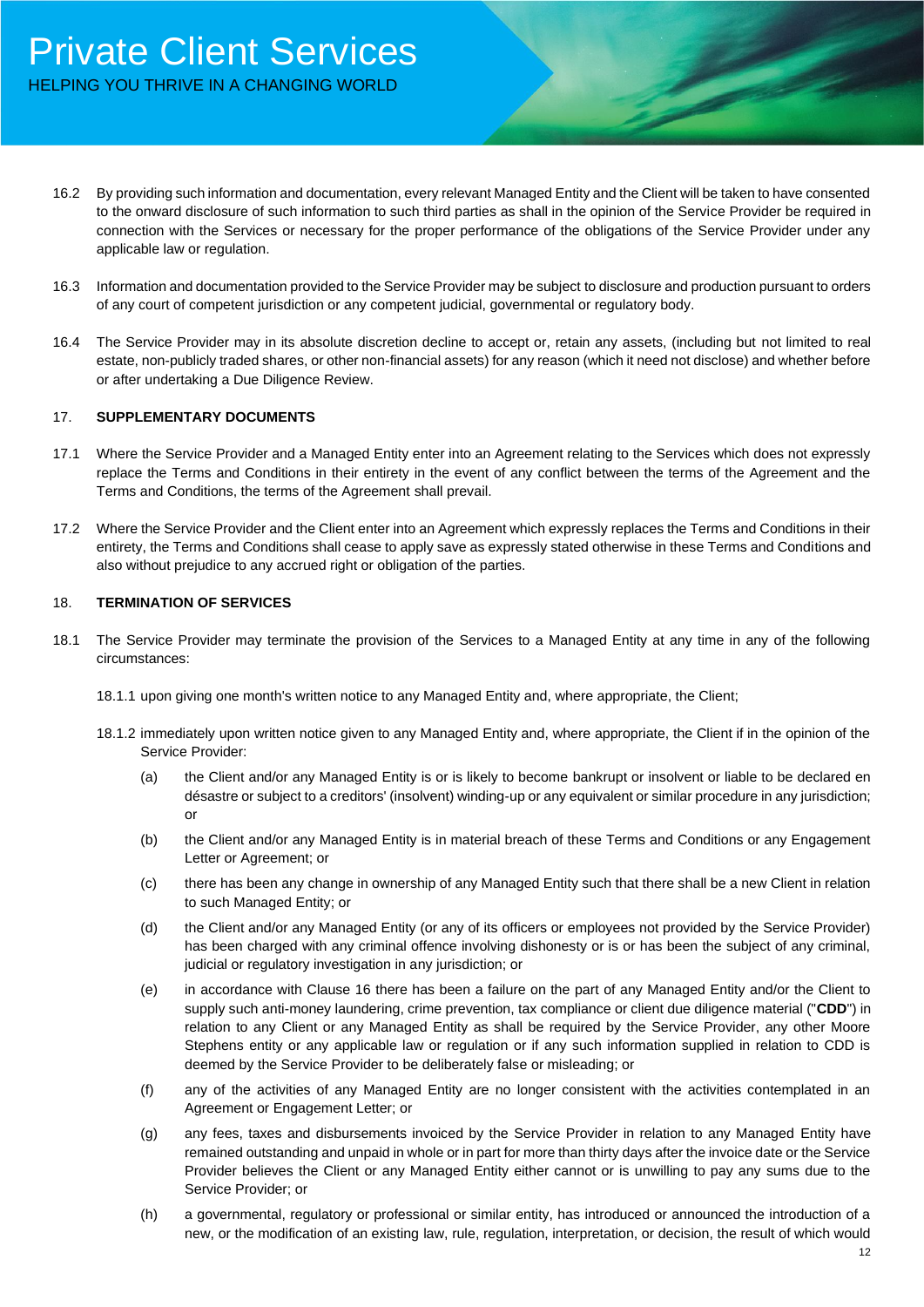16.2 By providing such information and documentation, every relevant Managed Entity and the Client will be taken to have consented to the onward disclosure of such information to such third parties as shall in the opinion of the Service Provider be required in connection with the Services or necessary for the proper performance of the obligations of the Service Provider under any applicable law or regulation.

16.3 Information and documentation provided to the Service Provider may be subject to disclosure and production pursuant to orders of any court of competent jurisdiction or any competent judicial, governmental or regulatory body.

16.4 The Service Provider may in its absolute discretion decline to accept or, retain any assets, (including but not limited to real estate, non-publicly traded shares, or other non-financial assets) for any reason (which it need not disclose) and whether before or after undertaking a Due Diligence Review.

## 17. SUPPLEMENTARY DOCUMENTS

17.1 Where the Service Provider and a Managed Entity enter into an Agreement relating to the Services which does not expressly replace the Terms and Conditions in their entirety in the event of any conflict between the terms of the Agreement and the Terms and Conditions, the terms of the Agreement shall prevail.

17.2 Where the Service Provider and the Client enter into an Agreement which expressly replaces the Terms and Conditions in their entirety, the Terms and Conditions shall cease to apply save as expressly stated otherwise in these Terms and Conditions and also without prejudice to any accrued right or obligation of the parties.

## 18. TERMINATION OF SERVICES

18.1 The Service Provider may terminate the provision of the Services to a Managed Entity at any time in any of the following circumstances:

18.1.1 upon giving one month's written notice to any Managed Entity and, where appropriate, the Client;

18.1.2 immediately upon written notice given to any Managed Entity and, where appropriate, the Client if in the opinion of the Service Provider:

(a) the Client and/or any Managed Entity is or is likely to become bankrupt or insolvent or liable to be declared en désastre or subject to a creditors' (insolvent) winding-up or any equivalent or similar procedure in any jurisdiction; or

(b) the Client and/or any Managed Entity is in material breach of these Terms and Conditions or any Engagement Letter or Agreement; or

(c) there has been any change in ownership of any Managed Entity such that there shall be a new Client in relation to such Managed Entity; or

(d) the Client and/or any Managed Entity (or any of its officers or employees not provided by the Service Provider) has been charged with any criminal offence involving dishonesty or is or has been the subject of any criminal, judicial or regulatory investigation in any jurisdiction; or

(e) in accordance with Clause 16 there has been a failure on the part of any Managed Entity and/or the Client to supply such anti-money laundering, crime prevention, tax compliance or client due diligence material ("**CDD**") in relation to any Client or any Managed Entity as shall be required by the Service Provider, any other Moore Stephens entity or any applicable law or regulation or if any such information supplied in relation to CDD is deemed by the Service Provider to be deliberately false or misleading; or

(f) any of the activities of any Managed Entity are no longer consistent with the activities contemplated in an Agreement or Engagement Letter; or

(g) any fees, taxes and disbursements invoiced by the Service Provider in relation to any Managed Entity have remained outstanding and unpaid in whole or in part for more than thirty days after the invoice date or the Service Provider believes the Client or any Managed Entity either cannot or is unwilling to pay any sums due to the Service Provider; or

(h) a governmental, regulatory or professional or similar entity, has introduced or announced the introduction of a new, or the modification of an existing law, rule, regulation, interpretation, or decision, the result of which would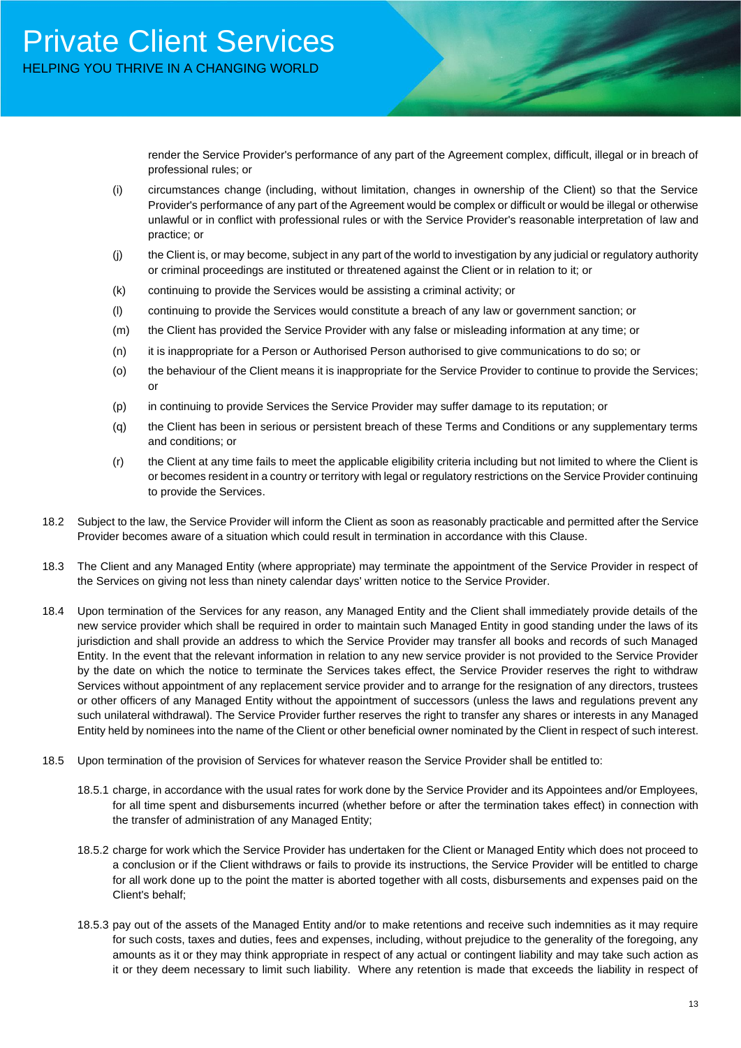render the Service Provider's performance of any part of the Agreement complex, difficult, illegal or in breach of professional rules; or

(i) circumstances change (including, without limitation, changes in ownership of the Client) so that the Service Provider's performance of any part of the Agreement would be complex or difficult or would be illegal or otherwise unlawful or in conflict with professional rules or with the Service Provider's reasonable interpretation of law and practice; or

(j) the Client is, or may become, subject in any part of the world to investigation by any judicial or regulatory authority or criminal proceedings are instituted or threatened against the Client or in relation to it; or

(k) continuing to provide the Services would be assisting a criminal activity; or

(l) continuing to provide the Services would constitute a breach of any law or government sanction; or

(m) the Client has provided the Service Provider with any false or misleading information at any time; or

(n) it is inappropriate for a Person or Authorised Person authorised to give communications to do so; or

(o) the behaviour of the Client means it is inappropriate for the Service Provider to continue to provide the Services; or

(p) in continuing to provide Services the Service Provider may suffer damage to its reputation; or

(q) the Client has been in serious or persistent breach of these Terms and Conditions or any supplementary terms and conditions; or

(r) the Client at any time fails to meet the applicable eligibility criteria including but not limited to where the Client is or becomes resident in a country or territory with legal or regulatory restrictions on the Service Provider continuing to provide the Services.

18.2 Subject to the law, the Service Provider will inform the Client as soon as reasonably practicable and permitted after the Service Provider becomes aware of a situation which could result in termination in accordance with this Clause.

18.3 The Client and any Managed Entity (where appropriate) may terminate the appointment of the Service Provider in respect of the Services on giving not less than ninety calendar days' written notice to the Service Provider.

18.4 Upon termination of the Services for any reason, any Managed Entity and the Client shall immediately provide details of the new service provider which shall be required in order to maintain such Managed Entity in good standing under the laws of its jurisdiction and shall provide an address to which the Service Provider may transfer all books and records of such Managed Entity. In the event that the relevant information in relation to any new service provider is not provided to the Service Provider by the date on which the notice to terminate the Services takes effect, the Service Provider reserves the right to withdraw Services without appointment of any replacement service provider and to arrange for the resignation of any directors, trustees or other officers of any Managed Entity without the appointment of successors (unless the laws and regulations prevent any such unilateral withdrawal). The Service Provider further reserves the right to transfer any shares or interests in any Managed Entity held by nominees into the name of the Client or other beneficial owner nominated by the Client in respect of such interest.

18.5 Upon termination of the provision of Services for whatever reason the Service Provider shall be entitled to:

18.5.1 charge, in accordance with the usual rates for work done by the Service Provider and its Appointees and/or Employees, for all time spent and disbursements incurred (whether before or after the termination takes effect) in connection with the transfer of administration of any Managed Entity;

18.5.2 charge for work which the Service Provider has undertaken for the Client or Managed Entity which does not proceed to a conclusion or if the Client withdraws or fails to provide its instructions, the Service Provider will be entitled to charge for all work done up to the point the matter is aborted together with all costs, disbursements and expenses paid on the Client's behalf;

18.5.3 pay out of the assets of the Managed Entity and/or to make retentions and receive such indemnities as it may require for such costs, taxes and duties, fees and expenses, including, without prejudice to the generality of the foregoing, any amounts as it or they may think appropriate in respect of any actual or contingent liability and may take such action as it or they deem necessary to limit such liability. Where any retention is made that exceeds the liability in respect of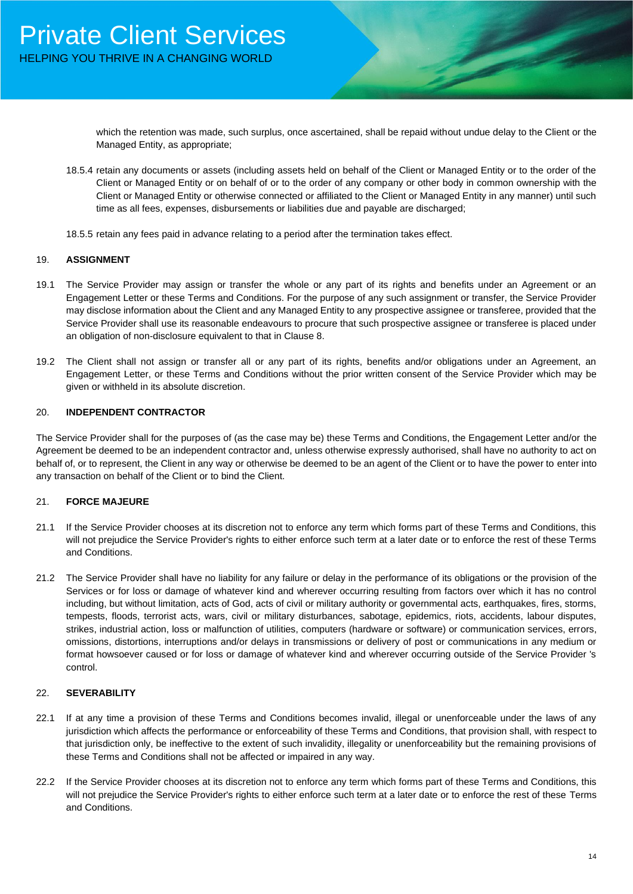which the retention was made, such surplus, once ascertained, shall be repaid without undue delay to the Client or the Managed Entity, as appropriate;

18.5.4 retain any documents or assets (including assets held on behalf of the Client or Managed Entity or to the order of the Client or Managed Entity or on behalf of or to the order of any company or other body in common ownership with the Client or Managed Entity or otherwise connected or affiliated to the Client or Managed Entity in any manner) until such time as all fees, expenses, disbursements or liabilities due and payable are discharged;

18.5.5 retain any fees paid in advance relating to a period after the termination takes effect.

## 19. ASSIGNMENT

19.1 The Service Provider may assign or transfer the whole or any part of its rights and benefits under an Agreement or an Engagement Letter or these Terms and Conditions. For the purpose of any such assignment or transfer, the Service Provider may disclose information about the Client and any Managed Entity to any prospective assignee or transferee, provided that the Service Provider shall use its reasonable endeavours to procure that such prospective assignee or transferee is placed under an obligation of non-disclosure equivalent to that in Clause 8.

19.2 The Client shall not assign or transfer all or any part of its rights, benefits and/or obligations under an Agreement, an Engagement Letter, or these Terms and Conditions without the prior written consent of the Service Provider which may be given or withheld in its absolute discretion.

## 20. INDEPENDENT CONTRACTOR

The Service Provider shall for the purposes of (as the case may be) these Terms and Conditions, the Engagement Letter and/or the Agreement be deemed to be an independent contractor and, unless otherwise expressly authorised, shall have no authority to act on behalf of, or to represent, the Client in any way or otherwise be deemed to be an agent of the Client or to have the power to enter into any transaction on behalf of the Client or to bind the Client.

## 21. FORCE MAJEURE

21.1 If the Service Provider chooses at its discretion not to enforce any term which forms part of these Terms and Conditions, this will not prejudice the Service Provider's rights to either enforce such term at a later date or to enforce the rest of these Terms and Conditions.

21.2 The Service Provider shall have no liability for any failure or delay in the performance of its obligations or the provision of the Services or for loss or damage of whatever kind and wherever occurring resulting from factors over which it has no control including, but without limitation, acts of God, acts of civil or military authority or governmental acts, earthquakes, fires, storms, tempests, floods, terrorist acts, wars, civil or military disturbances, sabotage, epidemics, riots, accidents, labour disputes, strikes, industrial action, loss or malfunction of utilities, computers (hardware or software) or communication services, errors, omissions, distortions, interruptions and/or delays in transmissions or delivery of post or communications in any medium or format howsoever caused or for loss or damage of whatever kind and wherever occurring outside of the Service Provider 's control.

## 22. SEVERABILITY

22.1 If at any time a provision of these Terms and Conditions becomes invalid, illegal or unenforceable under the laws of any jurisdiction which affects the performance or enforceability of these Terms and Conditions, that provision shall, with respect to that jurisdiction only, be ineffective to the extent of such invalidity, illegality or unenforceability but the remaining provisions of these Terms and Conditions shall not be affected or impaired in any way.

22.2 If the Service Provider chooses at its discretion not to enforce any term which forms part of these Terms and Conditions, this will not prejudice the Service Provider's rights to either enforce such term at a later date or to enforce the rest of these Terms and Conditions.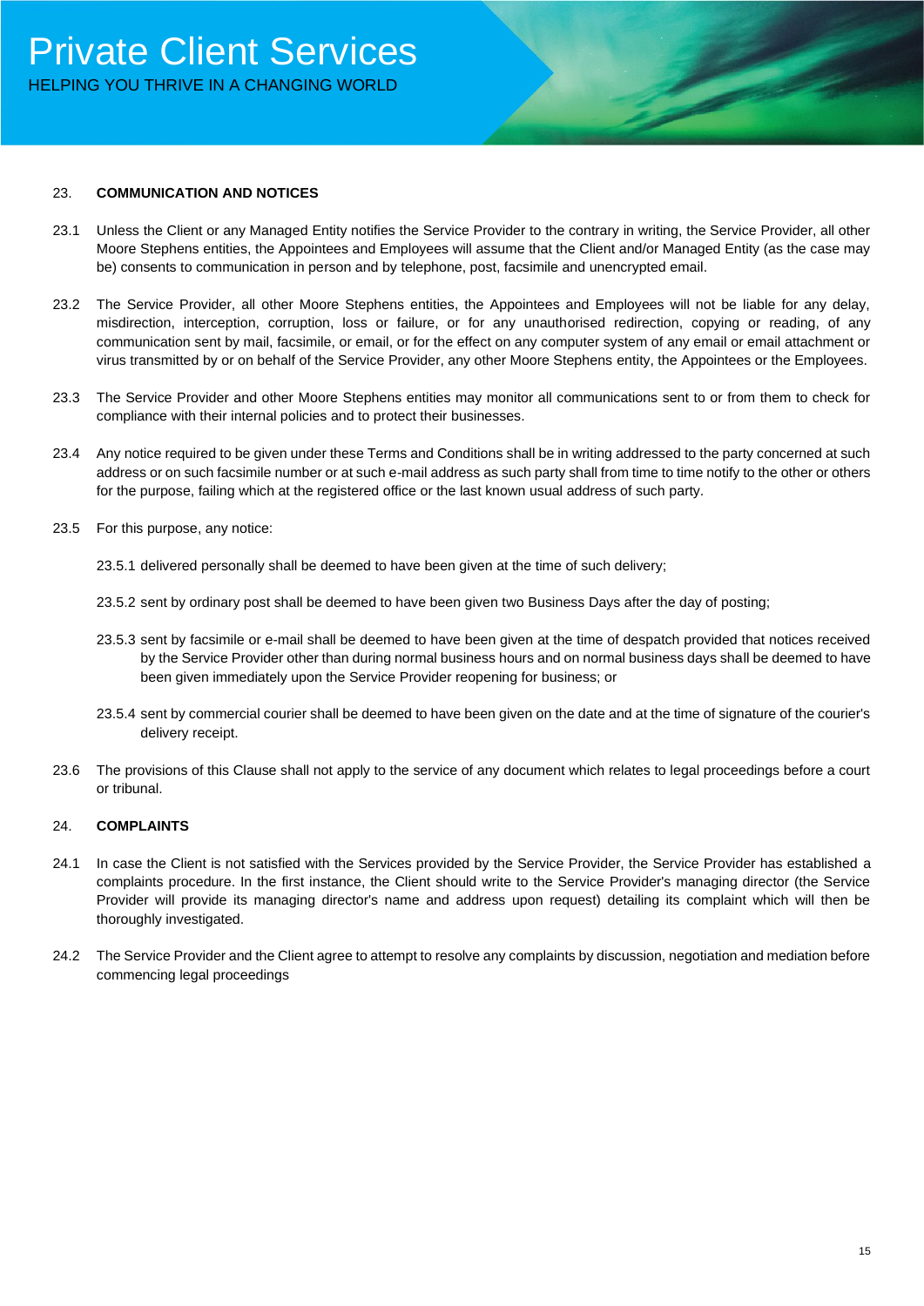## 23. COMMUNICATION AND NOTICES

23.1 Unless the Client or any Managed Entity notifies the Service Provider to the contrary in writing, the Service Provider, all other Moore Stephens entities, the Appointees and Employees will assume that the Client and/or Managed Entity (as the case may be) consents to communication in person and by telephone, post, facsimile and unencrypted email.

23.2 The Service Provider, all other Moore Stephens entities, the Appointees and Employees will not be liable for any delay, misdirection, interception, corruption, loss or failure, or for any unauthorised redirection, copying or reading, of any communication sent by mail, facsimile, or email, or for the effect on any computer system of any email or email attachment or virus transmitted by or on behalf of the Service Provider, any other Moore Stephens entity, the Appointees or the Employees.

23.3 The Service Provider and other Moore Stephens entities may monitor all communications sent to or from them to check for compliance with their internal policies and to protect their businesses.

23.4 Any notice required to be given under these Terms and Conditions shall be in writing addressed to the party concerned at such address or on such facsimile number or at such e-mail address as such party shall from time to time notify to the other or others for the purpose, failing which at the registered office or the last known usual address of such party.

23.5 For this purpose, any notice:

23.5.1 delivered personally shall be deemed to have been given at the time of such delivery;

23.5.2 sent by ordinary post shall be deemed to have been given two Business Days after the day of posting;

23.5.3 sent by facsimile or e-mail shall be deemed to have been given at the time of despatch provided that notices received by the Service Provider other than during normal business hours and on normal business days shall be deemed to have been given immediately upon the Service Provider reopening for business; or

23.5.4 sent by commercial courier shall be deemed to have been given on the date and at the time of signature of the courier's delivery receipt.

23.6 The provisions of this Clause shall not apply to the service of any document which relates to legal proceedings before a court or tribunal.

## 24. COMPLAINTS

24.1 In case the Client is not satisfied with the Services provided by the Service Provider, the Service Provider has established a complaints procedure. In the first instance, the Client should write to the Service Provider's managing director (the Service Provider will provide its managing director's name and address upon request) detailing its complaint which will then be thoroughly investigated.

24.2 The Service Provider and the Client agree to attempt to resolve any complaints by discussion, negotiation and mediation before commencing legal proceedings